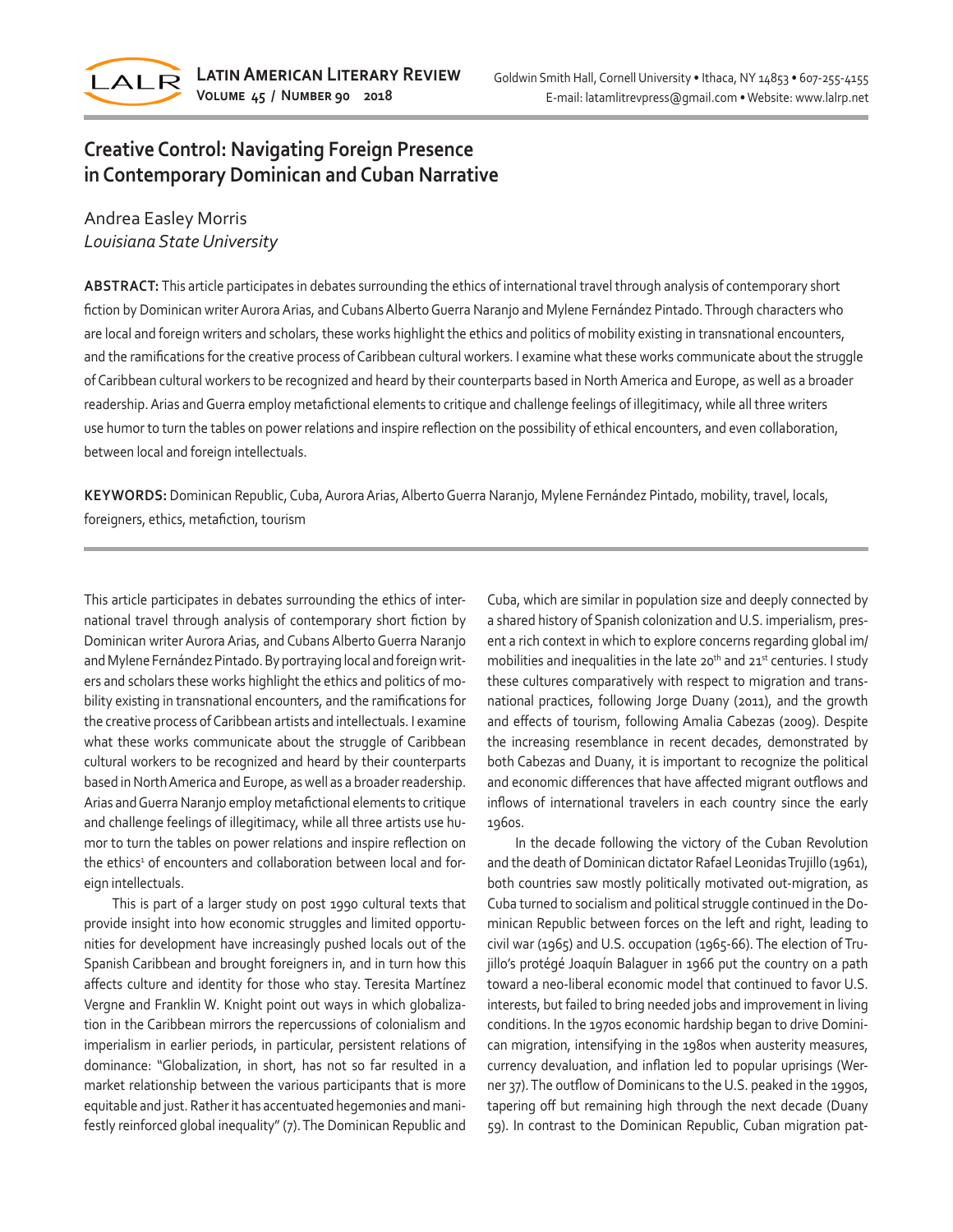# Creative Control: Navigating Foreign Presence in Contemporary Dominican and Cuban Narrative

Andrea Easley Morris
*Louisiana State University*

**ABSTRACT:** This article participates in debates surrounding the ethics of international travel through analysis of contemporary short fiction by Dominican writer Aurora Arias, and Cubans Alberto Guerra Naranjo and Mylene Fernández Pintado. Through characters who are local and foreign writers and scholars, these works highlight the ethics and politics of mobility existing in transnational encounters, and the ramifications for the creative process of Caribbean cultural workers. I examine what these works communicate about the struggle of Caribbean cultural workers to be recognized and heard by their counterparts based in North America and Europe, as well as a broader readership. Arias and Guerra employ metafictional elements to critique and challenge feelings of illegitimacy, while all three writers use humor to turn the tables on power relations and inspire reflection on the possibility of ethical encounters, and even collaboration, between local and foreign intellectuals.

**KEYWORDS:** Dominican Republic, Cuba, Aurora Arias, Alberto Guerra Naranjo, Mylene Fernández Pintado, mobility, travel, locals, foreigners, ethics, metafiction, tourism

This article participates in debates surrounding the ethics of international travel through analysis of contemporary short fiction by Dominican writer Aurora Arias, and Cubans Alberto Guerra Naranjo and Mylene Fernández Pintado. By portraying local and foreign writers and scholars these works highlight the ethics and politics of mobility existing in transnational encounters, and the ramifications for the creative process of Caribbean artists and intellectuals. I examine what these works communicate about the struggle of Caribbean cultural workers to be recognized and heard by their counterparts based in North America and Europe, as well as a broader readership. Arias and Guerra Naranjo employ metafictional elements to critique and challenge feelings of illegitimacy, while all three artists use humor to turn the tables on power relations and inspire reflection on the ethics[1] of encounters and collaboration between local and foreign intellectuals.

This is part of a larger study on post 1990 cultural texts that provide insight into how economic struggles and limited opportunities for development have increasingly pushed locals out of the Spanish Caribbean and brought foreigners in, and in turn how this affects culture and identity for those who stay. Teresita Martínez Vergne and Franklin W. Knight point out ways in which globalization in the Caribbean mirrors the repercussions of colonialism and imperialism in earlier periods, in particular, persistent relations of dominance: "Globalization, in short, has not so far resulted in a market relationship between the various participants that is more equitable and just. Rather it has accentuated hegemonies and manifestly reinforced global inequality" (7). The Dominican Republic and Cuba, which are similar in population size and deeply connected by a shared history of Spanish colonization and U.S. imperialism, present a rich context in which to explore concerns regarding global im/mobilities and inequalities in the late 20th and 21st centuries. I study these cultures comparatively with respect to migration and transnational practices, following Jorge Duany (2011), and the growth and effects of tourism, following Amalia Cabezas (2009). Despite the increasing resemblance in recent decades, demonstrated by both Cabezas and Duany, it is important to recognize the political and economic differences that have affected migrant outflows and inflows of international travelers in each country since the early 1960s.

In the decade following the victory of the Cuban Revolution and the death of Dominican dictator Rafael Leonidas Trujillo (1961), both countries saw mostly politically motivated out-migration, as Cuba turned to socialism and political struggle continued in the Dominican Republic between forces on the left and right, leading to civil war (1965) and U.S. occupation (1965-66). The election of Trujillo's protégé Joaquín Balaguer in 1966 put the country on a path toward a neo-liberal economic model that continued to favor U.S. interests, but failed to bring needed jobs and improvement in living conditions. In the 1970s economic hardship began to drive Dominican migration, intensifying in the 1980s when austerity measures, currency devaluation, and inflation led to popular uprisings (Werner 37). The outflow of Dominicans to the U.S. peaked in the 1990s, tapering off but remaining high through the next decade (Duany 59). In contrast to the Dominican Republic, Cuban migration pat-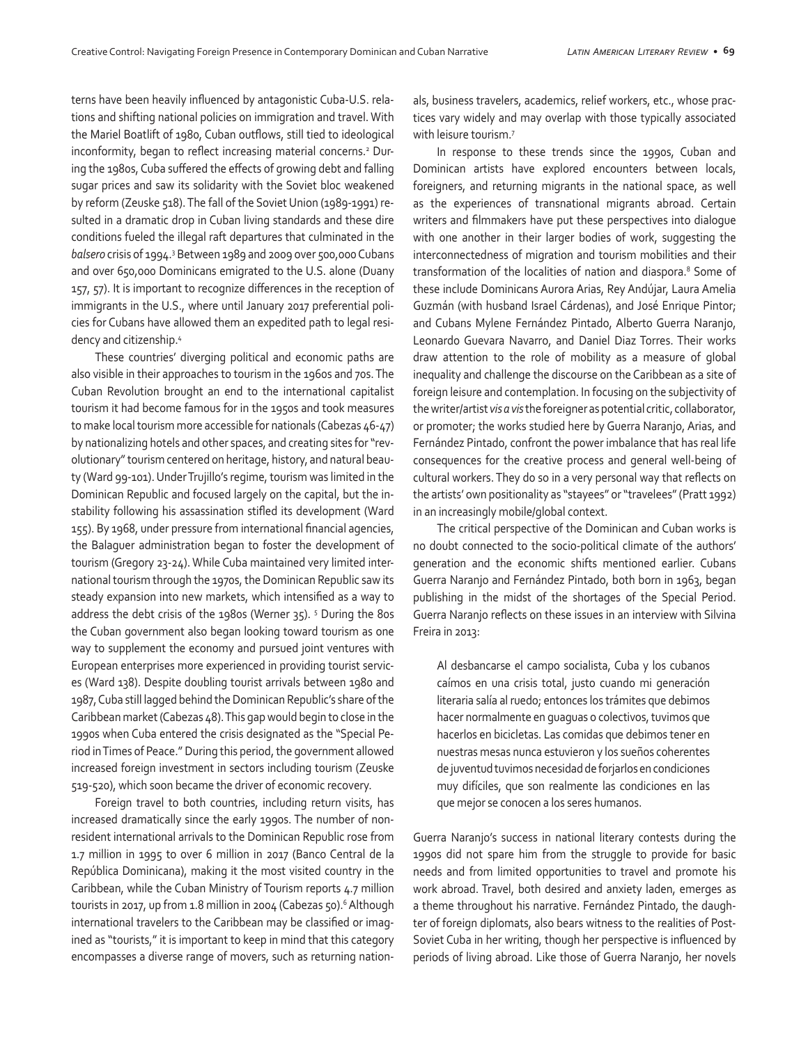terns have been heavily influenced by antagonistic Cuba-U.S. relations and shifting national policies on immigration and travel. With the Mariel Boatlift of 1980, Cuban outflows, still tied to ideological inconformity, began to reflect increasing material concerns.[2] During the 1980s, Cuba suffered the effects of growing debt and falling sugar prices and saw its solidarity with the Soviet bloc weakened by reform (Zeuske 518). The fall of the Soviet Union (1989-1991) resulted in a dramatic drop in Cuban living standards and these dire conditions fueled the illegal raft departures that culminated in the *balsero* crisis of 1994.[3] Between 1989 and 2009 over 500,000 Cubans and over 650,000 Dominicans emigrated to the U.S. alone (Duany 157, 57). It is important to recognize differences in the reception of immigrants in the U.S., where until January 2017 preferential policies for Cubans have allowed them an expedited path to legal residency and citizenship.[4]

These countries' diverging political and economic paths are also visible in their approaches to tourism in the 1960s and 70s. The Cuban Revolution brought an end to the international capitalist tourism it had become famous for in the 1950s and took measures to make local tourism more accessible for nationals (Cabezas 46-47) by nationalizing hotels and other spaces, and creating sites for "revolutionary" tourism centered on heritage, history, and natural beauty (Ward 99-101). Under Trujillo's regime, tourism was limited in the Dominican Republic and focused largely on the capital, but the instability following his assassination stifled its development (Ward 155). By 1968, under pressure from international financial agencies, the Balaguer administration began to foster the development of tourism (Gregory 23-24). While Cuba maintained very limited international tourism through the 1970s, the Dominican Republic saw its steady expansion into new markets, which intensified as a way to address the debt crisis of the 1980s (Werner 35). [5] During the 80s the Cuban government also began looking toward tourism as one way to supplement the economy and pursued joint ventures with European enterprises more experienced in providing tourist services (Ward 138). Despite doubling tourist arrivals between 1980 and 1987, Cuba still lagged behind the Dominican Republic's share of the Caribbean market (Cabezas 48). This gap would begin to close in the 1990s when Cuba entered the crisis designated as the "Special Period in Times of Peace." During this period, the government allowed increased foreign investment in sectors including tourism (Zeuske 519-520), which soon became the driver of economic recovery.

Foreign travel to both countries, including return visits, has increased dramatically since the early 1990s. The number of non-resident international arrivals to the Dominican Republic rose from 1.7 million in 1995 to over 6 million in 2017 (Banco Central de la República Dominicana), making it the most visited country in the Caribbean, while the Cuban Ministry of Tourism reports 4.7 million tourists in 2017, up from 1.8 million in 2004 (Cabezas 50).[6] Although international travelers to the Caribbean may be classified or imagined as "tourists," it is important to keep in mind that this category encompasses a diverse range of movers, such as returning nationals, business travelers, academics, relief workers, etc., whose practices vary widely and may overlap with those typically associated with leisure tourism.[7]

In response to these trends since the 1990s, Cuban and Dominican artists have explored encounters between locals, foreigners, and returning migrants in the national space, as well as the experiences of transnational migrants abroad. Certain writers and filmmakers have put these perspectives into dialogue with one another in their larger bodies of work, suggesting the interconnectedness of migration and tourism mobilities and their transformation of the localities of nation and diaspora.[8] Some of these include Dominicans Aurora Arias, Rey Andújar, Laura Amelia Guzmán (with husband Israel Cárdenas), and José Enrique Pintor; and Cubans Mylene Fernández Pintado, Alberto Guerra Naranjo, Leonardo Guevara Navarro, and Daniel Diaz Torres. Their works draw attention to the role of mobility as a measure of global inequality and challenge the discourse on the Caribbean as a site of foreign leisure and contemplation. In focusing on the subjectivity of the writer/artist *vis a vis* the foreigner as potential critic, collaborator, or promoter; the works studied here by Guerra Naranjo, Arias, and Fernández Pintado, confront the power imbalance that has real life consequences for the creative process and general well-being of cultural workers. They do so in a very personal way that reflects on the artists' own positionality as "stayees" or "travelees" (Pratt 1992) in an increasingly mobile/global context.

The critical perspective of the Dominican and Cuban works is no doubt connected to the socio-political climate of the authors' generation and the economic shifts mentioned earlier. Cubans Guerra Naranjo and Fernández Pintado, both born in 1963, began publishing in the midst of the shortages of the Special Period. Guerra Naranjo reflects on these issues in an interview with Silvina Freira in 2013:

> Al desbancarse el campo socialista, Cuba y los cubanos caímos en una crisis total, justo cuando mi generación literaria salía al ruedo; entonces los trámites que debimos hacer normalmente en guaguas o colectivos, tuvimos que hacerlos en bicicletas. Las comidas que debimos tener en nuestras mesas nunca estuvieron y los sueños coherentes de juventud tuvimos necesidad de forjarlos en condiciones muy difíciles, que son realmente las condiciones en las que mejor se conocen a los seres humanos.

Guerra Naranjo's success in national literary contests during the 1990s did not spare him from the struggle to provide for basic needs and from limited opportunities to travel and promote his work abroad. Travel, both desired and anxiety laden, emerges as a theme throughout his narrative. Fernández Pintado, the daughter of foreign diplomats, also bears witness to the realities of Post-Soviet Cuba in her writing, though her perspective is influenced by periods of living abroad. Like those of Guerra Naranjo, her novels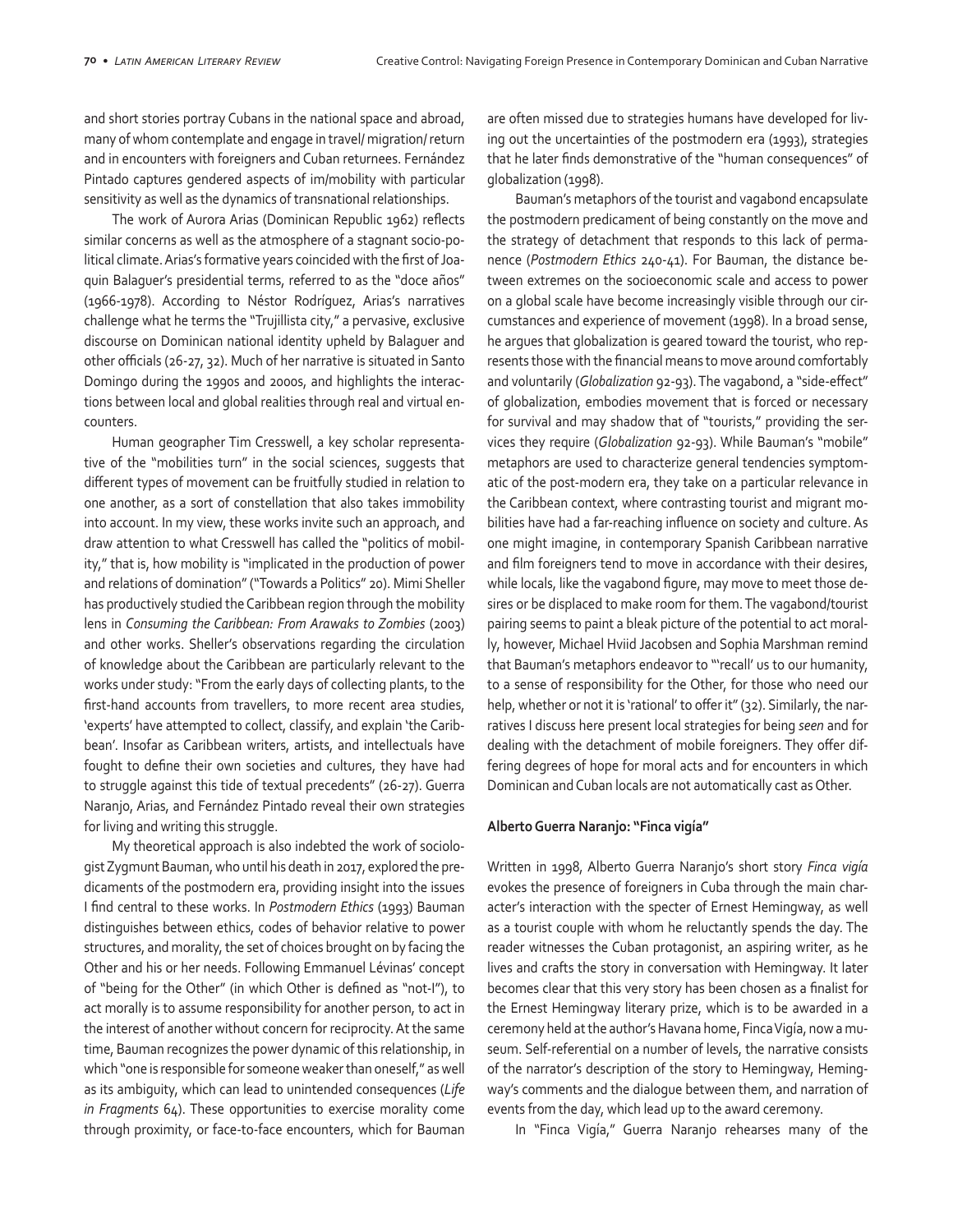and short stories portray Cubans in the national space and abroad, many of whom contemplate and engage in travel/ migration/ return and in encounters with foreigners and Cuban returnees. Fernández Pintado captures gendered aspects of im/mobility with particular sensitivity as well as the dynamics of transnational relationships.

The work of Aurora Arias (Dominican Republic 1962) reflects similar concerns as well as the atmosphere of a stagnant socio-political climate. Arias's formative years coincided with the first of Joaquin Balaguer's presidential terms, referred to as the "doce años" (1966-1978). According to Néstor Rodríguez, Arias's narratives challenge what he terms the "Trujillista city," a pervasive, exclusive discourse on Dominican national identity upheld by Balaguer and other officials (26-27, 32). Much of her narrative is situated in Santo Domingo during the 1990s and 2000s, and highlights the interactions between local and global realities through real and virtual encounters.

Human geographer Tim Cresswell, a key scholar representative of the "mobilities turn" in the social sciences, suggests that different types of movement can be fruitfully studied in relation to one another, as a sort of constellation that also takes immobility into account. In my view, these works invite such an approach, and draw attention to what Cresswell has called the "politics of mobility," that is, how mobility is "implicated in the production of power and relations of domination" ("Towards a Politics" 20). Mimi Sheller has productively studied the Caribbean region through the mobility lens in *Consuming the Caribbean: From Arawaks to Zombies* (2003) and other works. Sheller's observations regarding the circulation of knowledge about the Caribbean are particularly relevant to the works under study: "From the early days of collecting plants, to the first-hand accounts from travellers, to more recent area studies, 'experts' have attempted to collect, classify, and explain 'the Caribbean'. Insofar as Caribbean writers, artists, and intellectuals have fought to define their own societies and cultures, they have had to struggle against this tide of textual precedents" (26-27). Guerra Naranjo, Arias, and Fernández Pintado reveal their own strategies for living and writing this struggle.

My theoretical approach is also indebted the work of sociologist Zygmunt Bauman, who until his death in 2017, explored the predicaments of the postmodern era, providing insight into the issues I find central to these works. In *Postmodern Ethics* (1993) Bauman distinguishes between ethics, codes of behavior relative to power structures, and morality, the set of choices brought on by facing the Other and his or her needs. Following Emmanuel Lévinas' concept of "being for the Other" (in which Other is defined as "not-I"), to act morally is to assume responsibility for another person, to act in the interest of another without concern for reciprocity. At the same time, Bauman recognizes the power dynamic of this relationship, in which "one is responsible for someone weaker than oneself," as well as its ambiguity, which can lead to unintended consequences (*Life in Fragments* 64). These opportunities to exercise morality come through proximity, or face-to-face encounters, which for Bauman are often missed due to strategies humans have developed for living out the uncertainties of the postmodern era (1993), strategies that he later finds demonstrative of the "human consequences" of globalization (1998).

Bauman's metaphors of the tourist and vagabond encapsulate the postmodern predicament of being constantly on the move and the strategy of detachment that responds to this lack of permanence (*Postmodern Ethics* 240-41). For Bauman, the distance between extremes on the socioeconomic scale and access to power on a global scale have become increasingly visible through our circumstances and experience of movement (1998). In a broad sense, he argues that globalization is geared toward the tourist, who represents those with the financial means to move around comfortably and voluntarily (*Globalization* 92-93). The vagabond, a "side-effect" of globalization, embodies movement that is forced or necessary for survival and may shadow that of "tourists," providing the services they require (*Globalization* 92-93). While Bauman's "mobile" metaphors are used to characterize general tendencies symptomatic of the post-modern era, they take on a particular relevance in the Caribbean context, where contrasting tourist and migrant mobilities have had a far-reaching influence on society and culture. As one might imagine, in contemporary Spanish Caribbean narrative and film foreigners tend to move in accordance with their desires, while locals, like the vagabond figure, may move to meet those desires or be displaced to make room for them. The vagabond/tourist pairing seems to paint a bleak picture of the potential to act morally, however, Michael Hviid Jacobsen and Sophia Marshman remind that Bauman's metaphors endeavor to "'recall' us to our humanity, to a sense of responsibility for the Other, for those who need our help, whether or not it is 'rational' to offer it" (32). Similarly, the narratives I discuss here present local strategies for being *seen* and for dealing with the detachment of mobile foreigners. They offer differing degrees of hope for moral acts and for encounters in which Dominican and Cuban locals are not automatically cast as Other.

### Alberto Guerra Naranjo: "Finca vigía"

Written in 1998, Alberto Guerra Naranjo's short story *Finca vigía* evokes the presence of foreigners in Cuba through the main character's interaction with the specter of Ernest Hemingway, as well as a tourist couple with whom he reluctantly spends the day. The reader witnesses the Cuban protagonist, an aspiring writer, as he lives and crafts the story in conversation with Hemingway. It later becomes clear that this very story has been chosen as a finalist for the Ernest Hemingway literary prize, which is to be awarded in a ceremony held at the author's Havana home, Finca Vigía, now a museum. Self-referential on a number of levels, the narrative consists of the narrator's description of the story to Hemingway, Hemingway's comments and the dialogue between them, and narration of events from the day, which lead up to the award ceremony.

In "Finca Vigía," Guerra Naranjo rehearses many of the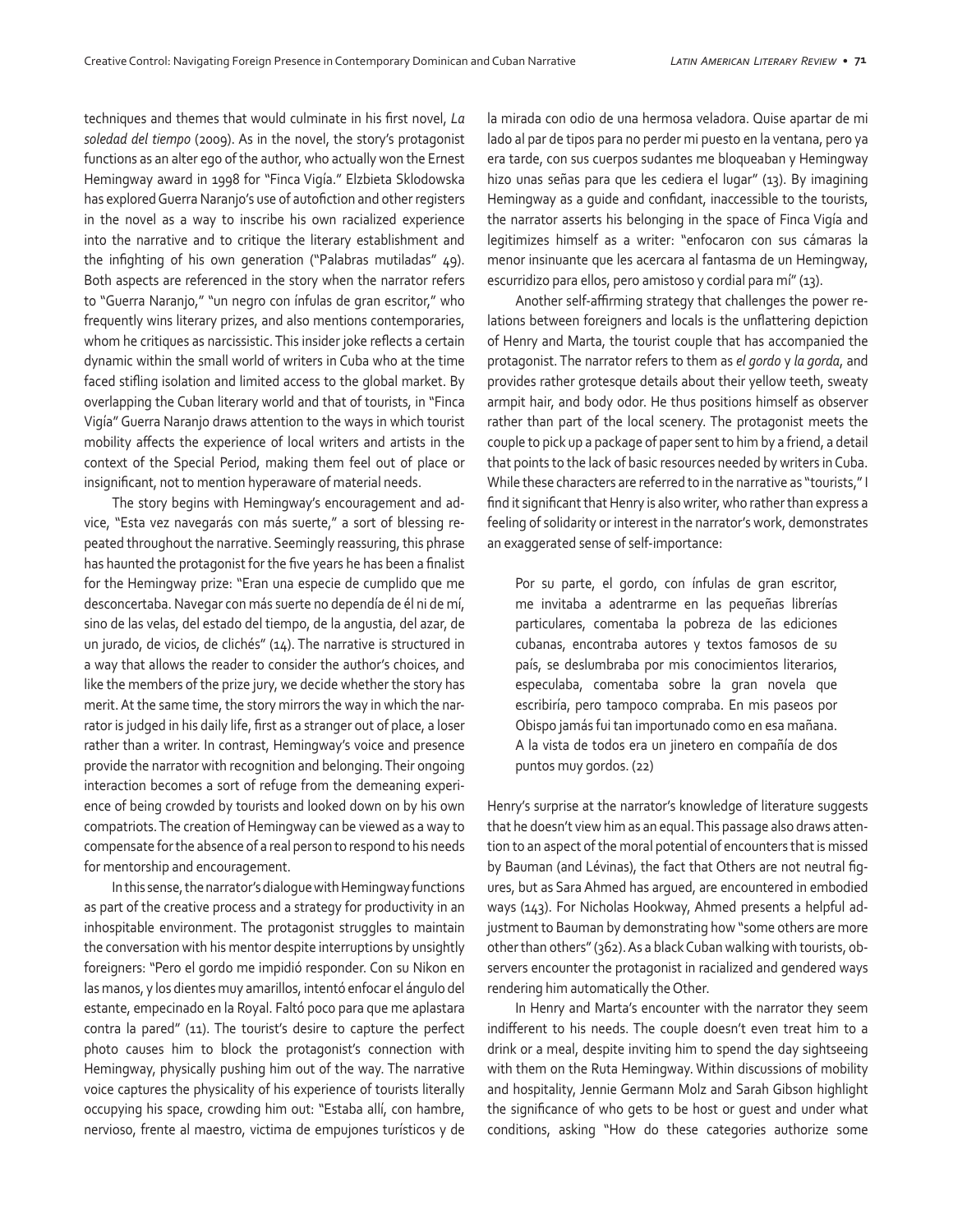techniques and themes that would culminate in his first novel, *La soledad del tiempo* (2009). As in the novel, the story's protagonist functions as an alter ego of the author, who actually won the Ernest Hemingway award in 1998 for "Finca Vigía." Elzbieta Sklodowska has explored Guerra Naranjo's use of autofiction and other registers in the novel as a way to inscribe his own racialized experience into the narrative and to critique the literary establishment and the infighting of his own generation ("Palabras mutiladas" 49). Both aspects are referenced in the story when the narrator refers to "Guerra Naranjo," "un negro con ínfulas de gran escritor," who frequently wins literary prizes, and also mentions contemporaries, whom he critiques as narcissistic. This insider joke reflects a certain dynamic within the small world of writers in Cuba who at the time faced stifling isolation and limited access to the global market. By overlapping the Cuban literary world and that of tourists, in "Finca Vigía" Guerra Naranjo draws attention to the ways in which tourist mobility affects the experience of local writers and artists in the context of the Special Period, making them feel out of place or insignificant, not to mention hyperaware of material needs.

The story begins with Hemingway's encouragement and advice, "Esta vez navegarás con más suerte," a sort of blessing repeated throughout the narrative. Seemingly reassuring, this phrase has haunted the protagonist for the five years he has been a finalist for the Hemingway prize: "Eran una especie de cumplido que me desconcertaba. Navegar con más suerte no dependía de él ni de mí, sino de las velas, del estado del tiempo, de la angustia, del azar, de un jurado, de vicios, de clichés" (14). The narrative is structured in a way that allows the reader to consider the author's choices, and like the members of the prize jury, we decide whether the story has merit. At the same time, the story mirrors the way in which the narrator is judged in his daily life, first as a stranger out of place, a loser rather than a writer. In contrast, Hemingway's voice and presence provide the narrator with recognition and belonging. Their ongoing interaction becomes a sort of refuge from the demeaning experience of being crowded by tourists and looked down on by his own compatriots. The creation of Hemingway can be viewed as a way to compensate for the absence of a real person to respond to his needs for mentorship and encouragement.

In this sense, the narrator's dialogue with Hemingway functions as part of the creative process and a strategy for productivity in an inhospitable environment. The protagonist struggles to maintain the conversation with his mentor despite interruptions by unsightly foreigners: "Pero el gordo me impidió responder. Con su Nikon en las manos, y los dientes muy amarillos, intentó enfocar el ángulo del estante, empecinado en la Royal. Faltó poco para que me aplastara contra la pared" (11). The tourist's desire to capture the perfect photo causes him to block the protagonist's connection with Hemingway, physically pushing him out of the way. The narrative voice captures the physicality of his experience of tourists literally occupying his space, crowding him out: "Estaba allí, con hambre, nervioso, frente al maestro, victima de empujones turísticos y de la mirada con odio de una hermosa veladora. Quise apartar de mi lado al par de tipos para no perder mi puesto en la ventana, pero ya era tarde, con sus cuerpos sudantes me bloqueaban y Hemingway hizo unas señas para que les cediera el lugar" (13). By imagining Hemingway as a guide and confidant, inaccessible to the tourists, the narrator asserts his belonging in the space of Finca Vigía and legitimizes himself as a writer: "enfocaron con sus cámaras la menor insinuante que les acercara al fantasma de un Hemingway, escurridizo para ellos, pero amistoso y cordial para mí" (13).

Another self-affirming strategy that challenges the power relations between foreigners and locals is the unflattering depiction of Henry and Marta, the tourist couple that has accompanied the protagonist. The narrator refers to them as *el gordo* y *la gorda*, and provides rather grotesque details about their yellow teeth, sweaty armpit hair, and body odor. He thus positions himself as observer rather than part of the local scenery. The protagonist meets the couple to pick up a package of paper sent to him by a friend, a detail that points to the lack of basic resources needed by writers in Cuba. While these characters are referred to in the narrative as "tourists," I find it significant that Henry is also writer, who rather than express a feeling of solidarity or interest in the narrator's work, demonstrates an exaggerated sense of self-importance:

> Por su parte, el gordo, con ínfulas de gran escritor, me invitaba a adentrarme en las pequeñas librerías particulares, comentaba la pobreza de las ediciones cubanas, encontraba autores y textos famosos de su país, se deslumbraba por mis conocimientos literarios, especulaba, comentaba sobre la gran novela que escribiría, pero tampoco compraba. En mis paseos por Obispo jamás fui tan importunado como en esa mañana. A la vista de todos era un jinetero en compañía de dos puntos muy gordos. (22)

Henry's surprise at the narrator's knowledge of literature suggests that he doesn't view him as an equal. This passage also draws attention to an aspect of the moral potential of encounters that is missed by Bauman (and Lévinas), the fact that Others are not neutral figures, but as Sara Ahmed has argued, are encountered in embodied ways (143). For Nicholas Hookway, Ahmed presents a helpful adjustment to Bauman by demonstrating how "some others are more other than others" (362). As a black Cuban walking with tourists, observers encounter the protagonist in racialized and gendered ways rendering him automatically the Other.

In Henry and Marta's encounter with the narrator they seem indifferent to his needs. The couple doesn't even treat him to a drink or a meal, despite inviting him to spend the day sightseeing with them on the Ruta Hemingway. Within discussions of mobility and hospitality, Jennie Germann Molz and Sarah Gibson highlight the significance of who gets to be host or guest and under what conditions, asking "How do these categories authorize some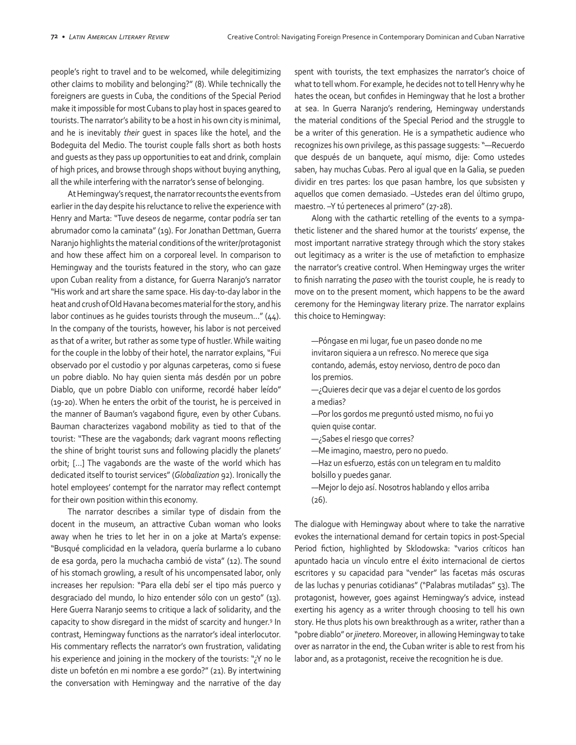people's right to travel and to be welcomed, while delegitimizing other claims to mobility and belonging?" (8). While technically the foreigners are guests in Cuba, the conditions of the Special Period make it impossible for most Cubans to play host in spaces geared to tourists. The narrator's ability to be a host in his own city is minimal, and he is inevitably *their* guest in spaces like the hotel, and the Bodeguita del Medio. The tourist couple falls short as both hosts and guests as they pass up opportunities to eat and drink, complain of high prices, and browse through shops without buying anything, all the while interfering with the narrator's sense of belonging.

At Hemingway's request, the narrator recounts the events from earlier in the day despite his reluctance to relive the experience with Henry and Marta: "Tuve deseos de negarme, contar podría ser tan abrumador como la caminata" (19). For Jonathan Dettman, Guerra Naranjo highlights the material conditions of the writer/protagonist and how these affect him on a corporeal level. In comparison to Hemingway and the tourists featured in the story, who can gaze upon Cuban reality from a distance, for Guerra Naranjo's narrator "His work and art share the same space. His day-to-day labor in the heat and crush of Old Havana becomes material for the story, and his labor continues as he guides tourists through the museum…" (44). In the company of the tourists, however, his labor is not perceived as that of a writer, but rather as some type of hustler. While waiting for the couple in the lobby of their hotel, the narrator explains, "Fui observado por el custodio y por algunas carpeteras, como si fuese un pobre diablo. No hay quien sienta más desdén por un pobre Diablo, que un pobre Diablo con uniforme, recordé haber leído" (19-20). When he enters the orbit of the tourist, he is perceived in the manner of Bauman's vagabond figure, even by other Cubans. Bauman characterizes vagabond mobility as tied to that of the tourist: "These are the vagabonds; dark vagrant moons reflecting the shine of bright tourist suns and following placidly the planets' orbit; […] The vagabonds are the waste of the world which has dedicated itself to tourist services" (*Globalization* 92). Ironically the hotel employees' contempt for the narrator may reflect contempt for their own position within this economy.

The narrator describes a similar type of disdain from the docent in the museum, an attractive Cuban woman who looks away when he tries to let her in on a joke at Marta's expense: "Busqué complicidad en la veladora, quería burlarme a lo cubano de esa gorda, pero la muchacha cambió de vista" (12). The sound of his stomach growling, a result of his uncompensated labor, only increases her repulsion: "Para ella debí ser el tipo más puerco y desgraciado del mundo, lo hizo entender sólo con un gesto" (13). Here Guerra Naranjo seems to critique a lack of solidarity, and the capacity to show disregard in the midst of scarcity and hunger.[9] In contrast, Hemingway functions as the narrator's ideal interlocutor. His commentary reflects the narrator's own frustration, validating his experience and joining in the mockery of the tourists: "¿Y no le diste un bofetón en mi nombre a ese gordo?" (21). By intertwining the conversation with Hemingway and the narrative of the day spent with tourists, the text emphasizes the narrator's choice of what to tell whom. For example, he decides not to tell Henry why he hates the ocean, but confides in Hemingway that he lost a brother at sea. In Guerra Naranjo's rendering, Hemingway understands the material conditions of the Special Period and the struggle to be a writer of this generation. He is a sympathetic audience who recognizes his own privilege, as this passage suggests: "—Recuerdo que después de un banquete, aquí mismo, dije: Como ustedes saben, hay muchas Cubas. Pero al igual que en la Galia, se pueden dividir en tres partes: los que pasan hambre, los que subsisten y aquellos que comen demasiado. –Ustedes eran del último grupo, maestro. –Y tú perteneces al primero" (27-28).

Along with the cathartic retelling of the events to a sympathetic listener and the shared humor at the tourists' expense, the most important narrative strategy through which the story stakes out legitimacy as a writer is the use of metafiction to emphasize the narrator's creative control. When Hemingway urges the writer to finish narrating the *paseo* with the tourist couple, he is ready to move on to the present moment, which happens to be the award ceremony for the Hemingway literary prize. The narrator explains this choice to Hemingway:

> —Póngase en mi lugar, fue un paseo donde no me invitaron siquiera a un refresco. No merece que siga contando, además, estoy nervioso, dentro de poco dan los premios.
> —¿Quieres decir que vas a dejar el cuento de los gordos a medias?
> —Por los gordos me preguntó usted mismo, no fui yo quien quise contar.
> —¿Sabes el riesgo que corres?
> —Me imagino, maestro, pero no puedo.
> —Haz un esfuerzo, estás con un telegram en tu maldito bolsillo y puedes ganar.
> —Mejor lo dejo así. Nosotros hablando y ellos arriba (26).

The dialogue with Hemingway about where to take the narrative evokes the international demand for certain topics in post-Special Period fiction, highlighted by Sklodowska: "varios críticos han apuntado hacia un vínculo entre el éxito internacional de ciertos escritores y su capacidad para "vender" las facetas más oscuras de las luchas y penurias cotidianas" ("Palabras mutiladas" 53). The protagonist, however, goes against Hemingway's advice, instead exerting his agency as a writer through choosing to tell his own story. He thus plots his own breakthrough as a writer, rather than a "pobre diablo" or *jinetero*. Moreover, in allowing Hemingway to take over as narrator in the end, the Cuban writer is able to rest from his labor and, as a protagonist, receive the recognition he is due.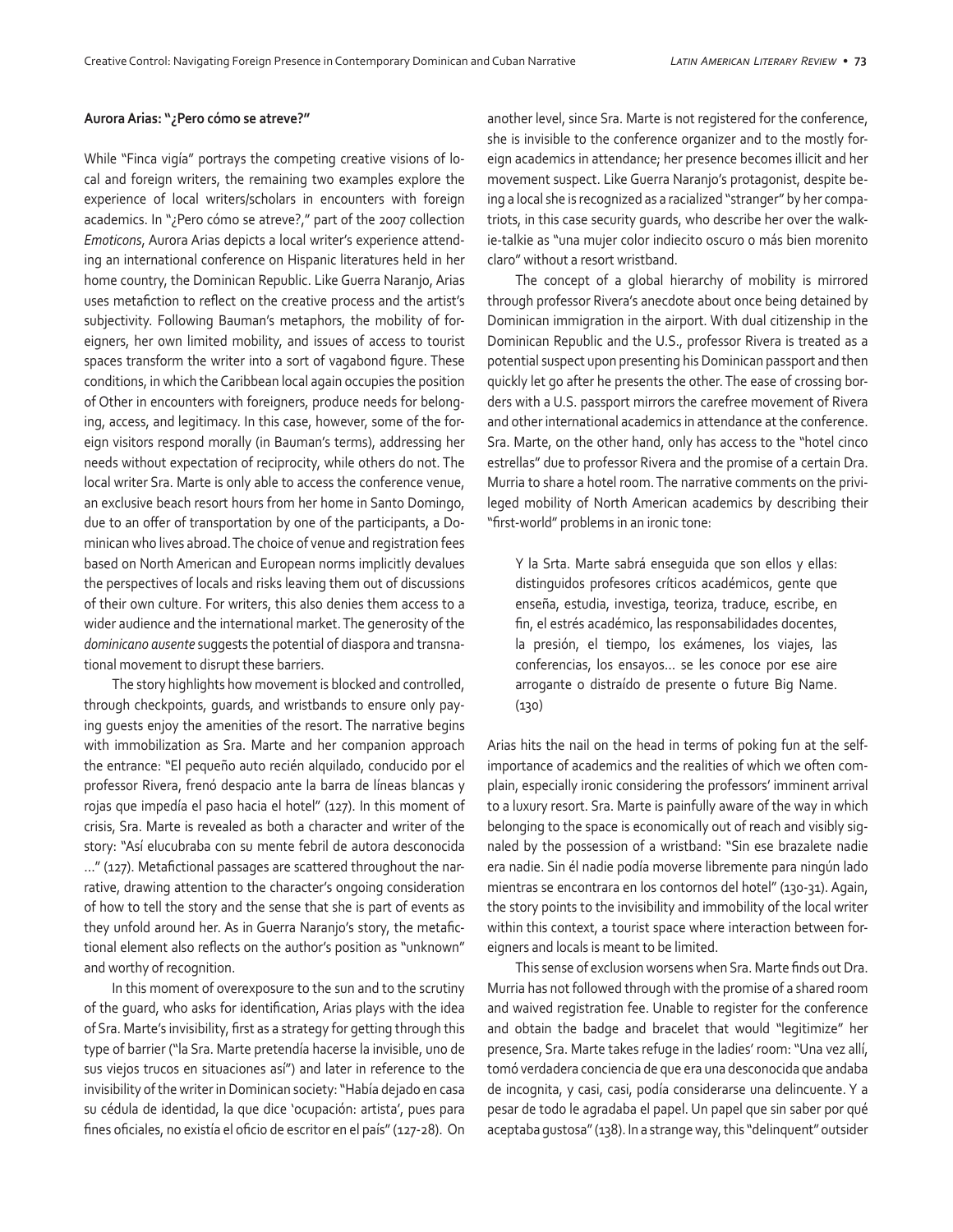**Aurora Arias: "¿Pero cómo se atreve?"**

While "Finca vigía" portrays the competing creative visions of local and foreign writers, the remaining two examples explore the experience of local writers/scholars in encounters with foreign academics. In "¿Pero cómo se atreve?," part of the 2007 collection *Emoticons*, Aurora Arias depicts a local writer's experience attending an international conference on Hispanic literatures held in her home country, the Dominican Republic. Like Guerra Naranjo, Arias uses metafiction to reflect on the creative process and the artist's subjectivity. Following Bauman's metaphors, the mobility of foreigners, her own limited mobility, and issues of access to tourist spaces transform the writer into a sort of vagabond figure. These conditions, in which the Caribbean local again occupies the position of Other in encounters with foreigners, produce needs for belonging, access, and legitimacy. In this case, however, some of the foreign visitors respond morally (in Bauman's terms), addressing her needs without expectation of reciprocity, while others do not. The local writer Sra. Marte is only able to access the conference venue, an exclusive beach resort hours from her home in Santo Domingo, due to an offer of transportation by one of the participants, a Dominican who lives abroad. The choice of venue and registration fees based on North American and European norms implicitly devalues the perspectives of locals and risks leaving them out of discussions of their own culture. For writers, this also denies them access to a wider audience and the international market. The generosity of the *dominicano ausente* suggests the potential of diaspora and transnational movement to disrupt these barriers.

The story highlights how movement is blocked and controlled, through checkpoints, guards, and wristbands to ensure only paying guests enjoy the amenities of the resort. The narrative begins with immobilization as Sra. Marte and her companion approach the entrance: "El pequeño auto recién alquilado, conducido por el professor Rivera, frenó despacio ante la barra de líneas blancas y rojas que impedía el paso hacia el hotel" (127). In this moment of crisis, Sra. Marte is revealed as both a character and writer of the story: "Así elucubraba con su mente febril de autora desconocida …" (127). Metafictional passages are scattered throughout the narrative, drawing attention to the character's ongoing consideration of how to tell the story and the sense that she is part of events as they unfold around her. As in Guerra Naranjo's story, the metafictional element also reflects on the author's position as "unknown" and worthy of recognition.

In this moment of overexposure to the sun and to the scrutiny of the guard, who asks for identification, Arias plays with the idea of Sra. Marte's invisibility, first as a strategy for getting through this type of barrier ("la Sra. Marte pretendía hacerse la invisible, uno de sus viejos trucos en situaciones así") and later in reference to the invisibility of the writer in Dominican society: "Había dejado en casa su cédula de identidad, la que dice 'ocupación: artista', pues para fines oficiales, no existía el oficio de escritor en el país" (127-28). On another level, since Sra. Marte is not registered for the conference, she is invisible to the conference organizer and to the mostly foreign academics in attendance; her presence becomes illicit and her movement suspect. Like Guerra Naranjo's protagonist, despite being a local she is recognized as a racialized "stranger" by her compatriots, in this case security guards, who describe her over the walkie-talkie as "una mujer color indiecito oscuro o más bien morenito claro" without a resort wristband.

The concept of a global hierarchy of mobility is mirrored through professor Rivera's anecdote about once being detained by Dominican immigration in the airport. With dual citizenship in the Dominican Republic and the U.S., professor Rivera is treated as a potential suspect upon presenting his Dominican passport and then quickly let go after he presents the other. The ease of crossing borders with a U.S. passport mirrors the carefree movement of Rivera and other international academics in attendance at the conference. Sra. Marte, on the other hand, only has access to the "hotel cinco estrellas" due to professor Rivera and the promise of a certain Dra. Murria to share a hotel room. The narrative comments on the privileged mobility of North American academics by describing their "first-world" problems in an ironic tone:

> Y la Srta. Marte sabrá enseguida que son ellos y ellas: distinguidos profesores críticos académicos, gente que enseña, estudia, investiga, teoriza, traduce, escribe, en fin, el estrés académico, las responsabilidades docentes, la presión, el tiempo, los exámenes, los viajes, las conferencias, los ensayos… se les conoce por ese aire arrogante o distraído de presente o future Big Name. (130)

Arias hits the nail on the head in terms of poking fun at the self-importance of academics and the realities of which we often complain, especially ironic considering the professors' imminent arrival to a luxury resort. Sra. Marte is painfully aware of the way in which belonging to the space is economically out of reach and visibly signaled by the possession of a wristband: "Sin ese brazalete nadie era nadie. Sin él nadie podía moverse libremente para ningún lado mientras se encontrara en los contornos del hotel" (130-31). Again, the story points to the invisibility and immobility of the local writer within this context, a tourist space where interaction between foreigners and locals is meant to be limited.

This sense of exclusion worsens when Sra. Marte finds out Dra. Murria has not followed through with the promise of a shared room and waived registration fee. Unable to register for the conference and obtain the badge and bracelet that would "legitimize" her presence, Sra. Marte takes refuge in the ladies' room: "Una vez allí, tomó verdadera conciencia de que era una desconocida que andaba de incognita, y casi, casi, podía considerarse una delincuente. Y a pesar de todo le agradaba el papel. Un papel que sin saber por qué aceptaba gustosa" (138). In a strange way, this "delinquent" outsider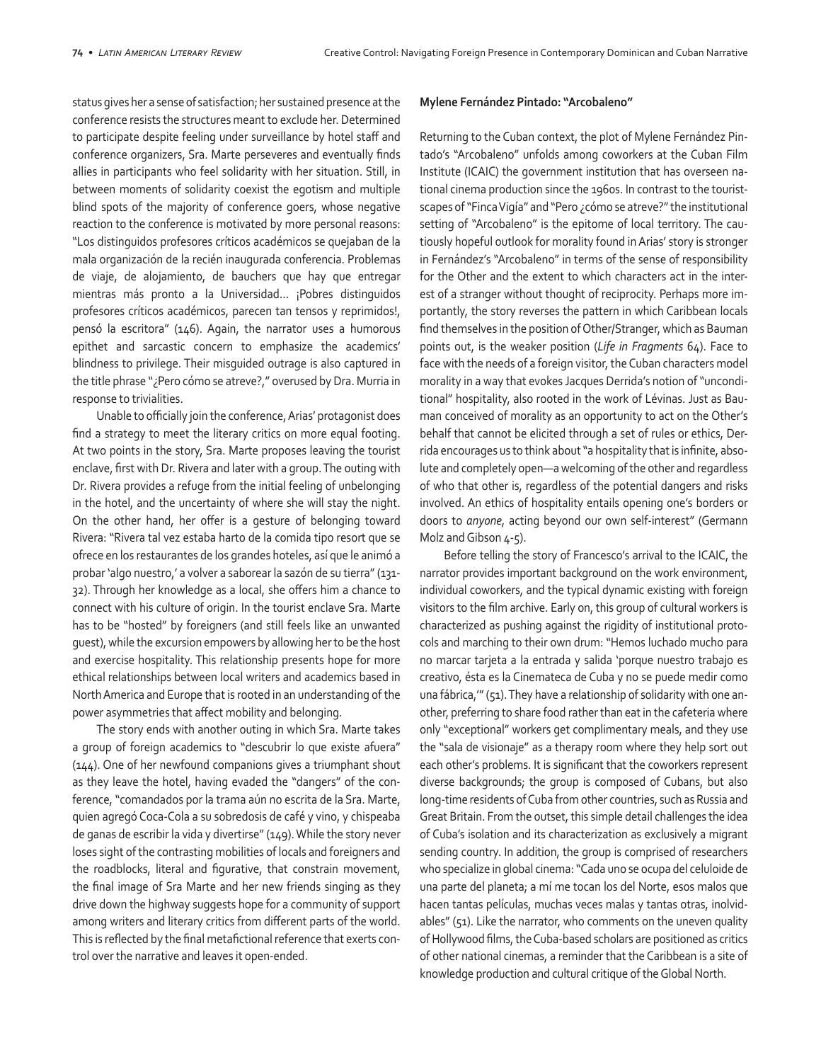status gives her a sense of satisfaction; her sustained presence at the conference resists the structures meant to exclude her. Determined to participate despite feeling under surveillance by hotel staff and conference organizers, Sra. Marte perseveres and eventually finds allies in participants who feel solidarity with her situation. Still, in between moments of solidarity coexist the egotism and multiple blind spots of the majority of conference goers, whose negative reaction to the conference is motivated by more personal reasons: "Los distinguidos profesores críticos académicos se quejaban de la mala organización de la recién inaugurada conferencia. Problemas de viaje, de alojamiento, de bauchers que hay que entregar mientras más pronto a la Universidad… ¡Pobres distinguidos profesores críticos académicos, parecen tan tensos y reprimidos!, pensó la escritora" (146). Again, the narrator uses a humorous epithet and sarcastic concern to emphasize the academics' blindness to privilege. Their misguided outrage is also captured in the title phrase "¿Pero cómo se atreve?," overused by Dra. Murria in response to trivialities.

Unable to officially join the conference, Arias' protagonist does find a strategy to meet the literary critics on more equal footing. At two points in the story, Sra. Marte proposes leaving the tourist enclave, first with Dr. Rivera and later with a group. The outing with Dr. Rivera provides a refuge from the initial feeling of unbelonging in the hotel, and the uncertainty of where she will stay the night. On the other hand, her offer is a gesture of belonging toward Rivera: "Rivera tal vez estaba harto de la comida tipo resort que se ofrece en los restaurantes de los grandes hoteles, así que le animó a probar 'algo nuestro,' a volver a saborear la sazón de su tierra" (131-32). Through her knowledge as a local, she offers him a chance to connect with his culture of origin. In the tourist enclave Sra. Marte has to be "hosted" by foreigners (and still feels like an unwanted guest), while the excursion empowers by allowing her to be the host and exercise hospitality. This relationship presents hope for more ethical relationships between local writers and academics based in North America and Europe that is rooted in an understanding of the power asymmetries that affect mobility and belonging.

The story ends with another outing in which Sra. Marte takes a group of foreign academics to "descubrir lo que existe afuera" (144). One of her newfound companions gives a triumphant shout as they leave the hotel, having evaded the "dangers" of the conference, "comandados por la trama aún no escrita de la Sra. Marte, quien agregó Coca-Cola a su sobredosis de café y vino, y chispeaba de ganas de escribir la vida y divertirse" (149). While the story never loses sight of the contrasting mobilities of locals and foreigners and the roadblocks, literal and figurative, that constrain movement, the final image of Sra Marte and her new friends singing as they drive down the highway suggests hope for a community of support among writers and literary critics from different parts of the world. This is reflected by the final metafictional reference that exerts control over the narrative and leaves it open-ended.

### Mylene Fernández Pintado: "Arcobaleno"

Returning to the Cuban context, the plot of Mylene Fernández Pintado's "Arcobaleno" unfolds among coworkers at the Cuban Film Institute (ICAIC) the government institution that has overseen national cinema production since the 1960s. In contrast to the touristscapes of "Finca Vigía" and "Pero ¿cómo se atreve?" the institutional setting of "Arcobaleno" is the epitome of local territory. The cautiously hopeful outlook for morality found in Arias' story is stronger in Fernández's "Arcobaleno" in terms of the sense of responsibility for the Other and the extent to which characters act in the interest of a stranger without thought of reciprocity. Perhaps more importantly, the story reverses the pattern in which Caribbean locals find themselves in the position of Other/Stranger, which as Bauman points out, is the weaker position (*Life in Fragments* 64). Face to face with the needs of a foreign visitor, the Cuban characters model morality in a way that evokes Jacques Derrida's notion of "unconditional" hospitality, also rooted in the work of Lévinas. Just as Bauman conceived of morality as an opportunity to act on the Other's behalf that cannot be elicited through a set of rules or ethics, Derrida encourages us to think about "a hospitality that is infinite, absolute and completely open—a welcoming of the other and regardless of who that other is, regardless of the potential dangers and risks involved. An ethics of hospitality entails opening one's borders or doors to *anyone*, acting beyond our own self-interest" (Germann Molz and Gibson 4-5).

Before telling the story of Francesco's arrival to the ICAIC, the narrator provides important background on the work environment, individual coworkers, and the typical dynamic existing with foreign visitors to the film archive. Early on, this group of cultural workers is characterized as pushing against the rigidity of institutional protocols and marching to their own drum: "Hemos luchado mucho para no marcar tarjeta a la entrada y salida 'porque nuestro trabajo es creativo, ésta es la Cinemateca de Cuba y no se puede medir como una fábrica,'" (51). They have a relationship of solidarity with one another, preferring to share food rather than eat in the cafeteria where only "exceptional" workers get complimentary meals, and they use the "sala de visionaje" as a therapy room where they help sort out each other's problems. It is significant that the coworkers represent diverse backgrounds; the group is composed of Cubans, but also long-time residents of Cuba from other countries, such as Russia and Great Britain. From the outset, this simple detail challenges the idea of Cuba's isolation and its characterization as exclusively a migrant sending country. In addition, the group is comprised of researchers who specialize in global cinema: "Cada uno se ocupa del celuloide de una parte del planeta; a mí me tocan los del Norte, esos malos que hacen tantas películas, muchas veces malas y tantas otras, inolvidables" (51). Like the narrator, who comments on the uneven quality of Hollywood films, the Cuba-based scholars are positioned as critics of other national cinemas, a reminder that the Caribbean is a site of knowledge production and cultural critique of the Global North.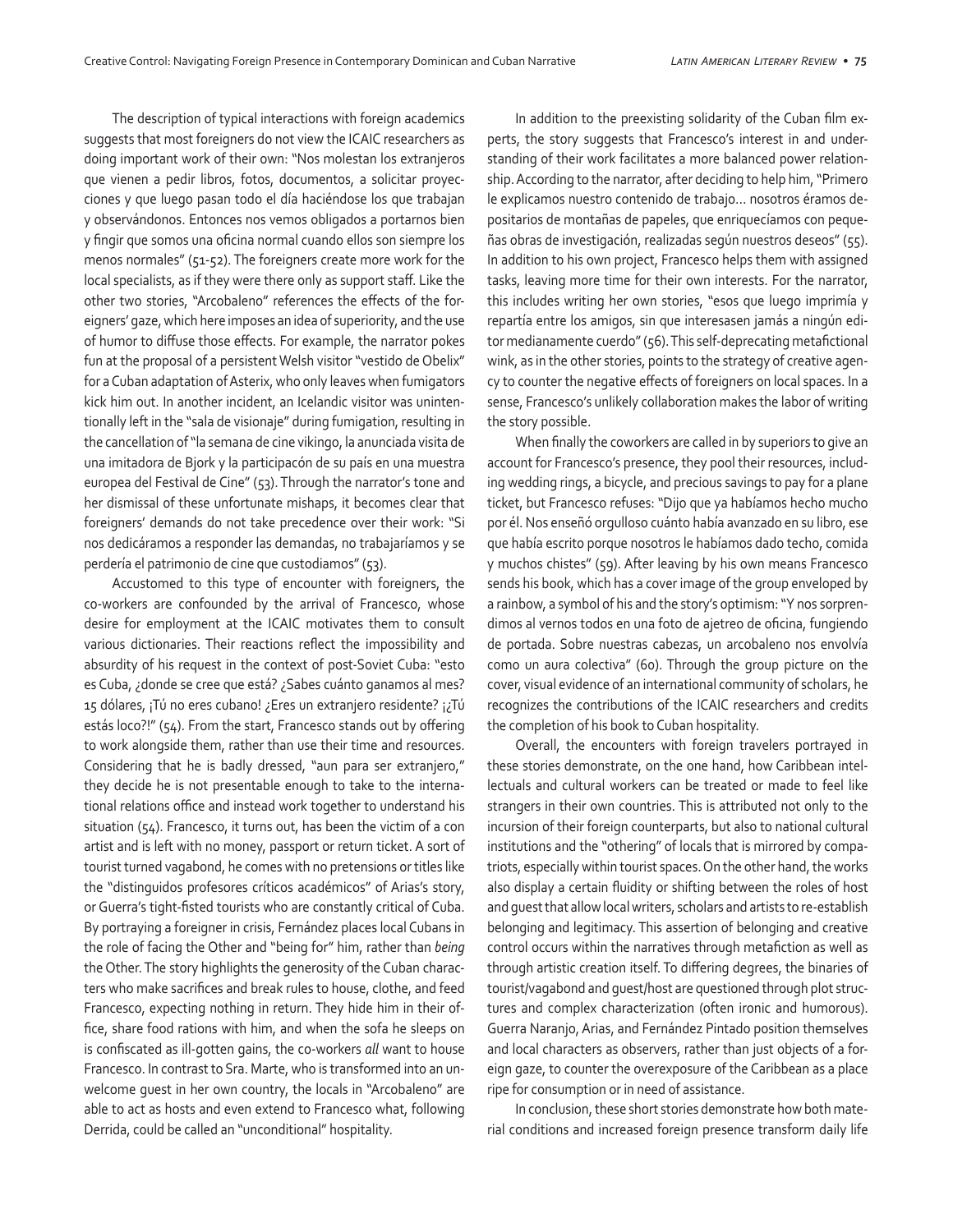The description of typical interactions with foreign academics suggests that most foreigners do not view the ICAIC researchers as doing important work of their own: "Nos molestan los extranjeros que vienen a pedir libros, fotos, documentos, a solicitar proyecciones y que luego pasan todo el día haciéndose los que trabajan y observándonos. Entonces nos vemos obligados a portarnos bien y fingir que somos una oficina normal cuando ellos son siempre los menos normales" (51-52). The foreigners create more work for the local specialists, as if they were there only as support staff. Like the other two stories, "Arcobaleno" references the effects of the foreigners' gaze, which here imposes an idea of superiority, and the use of humor to diffuse those effects. For example, the narrator pokes fun at the proposal of a persistent Welsh visitor "vestido de Obelix" for a Cuban adaptation of Asterix, who only leaves when fumigators kick him out. In another incident, an Icelandic visitor was unintentionally left in the "sala de visionaje" during fumigation, resulting in the cancellation of "la semana de cine vikingo, la anunciada visita de una imitadora de Bjork y la participacón de su país en una muestra europea del Festival de Cine" (53). Through the narrator's tone and her dismissal of these unfortunate mishaps, it becomes clear that foreigners' demands do not take precedence over their work: "Si nos dedicáramos a responder las demandas, no trabajaríamos y se perdería el patrimonio de cine que custodiamos" (53).

Accustomed to this type of encounter with foreigners, the co-workers are confounded by the arrival of Francesco, whose desire for employment at the ICAIC motivates them to consult various dictionaries. Their reactions reflect the impossibility and absurdity of his request in the context of post-Soviet Cuba: "esto es Cuba, ¿donde se cree que está? ¿Sabes cuánto ganamos al mes? 15 dólares, ¡Tú no eres cubano! ¿Eres un extranjero residente? ¡¿Tú estás loco?!" (54). From the start, Francesco stands out by offering to work alongside them, rather than use their time and resources. Considering that he is badly dressed, "aun para ser extranjero," they decide he is not presentable enough to take to the international relations office and instead work together to understand his situation (54). Francesco, it turns out, has been the victim of a con artist and is left with no money, passport or return ticket. A sort of tourist turned vagabond, he comes with no pretensions or titles like the "distinguidos profesores críticos académicos" of Arias's story, or Guerra's tight-fisted tourists who are constantly critical of Cuba. By portraying a foreigner in crisis, Fernández places local Cubans in the role of facing the Other and "being for" him, rather than *being* the Other. The story highlights the generosity of the Cuban characters who make sacrifices and break rules to house, clothe, and feed Francesco, expecting nothing in return. They hide him in their office, share food rations with him, and when the sofa he sleeps on is confiscated as ill-gotten gains, the co-workers *all* want to house Francesco. In contrast to Sra. Marte, who is transformed into an unwelcome guest in her own country, the locals in "Arcobaleno" are able to act as hosts and even extend to Francesco what, following Derrida, could be called an "unconditional" hospitality.

In addition to the preexisting solidarity of the Cuban film experts, the story suggests that Francesco's interest in and understanding of their work facilitates a more balanced power relationship. According to the narrator, after deciding to help him, "Primero le explicamos nuestro contenido de trabajo… nosotros éramos depositarios de montañas de papeles, que enriquecíamos con pequeñas obras de investigación, realizadas según nuestros deseos" (55). In addition to his own project, Francesco helps them with assigned tasks, leaving more time for their own interests. For the narrator, this includes writing her own stories, "esos que luego imprimía y repartía entre los amigos, sin que interesasen jamás a ningún editor medianamente cuerdo" (56). This self-deprecating metafictional wink, as in the other stories, points to the strategy of creative agency to counter the negative effects of foreigners on local spaces. In a sense, Francesco's unlikely collaboration makes the labor of writing the story possible.

When finally the coworkers are called in by superiors to give an account for Francesco's presence, they pool their resources, including wedding rings, a bicycle, and precious savings to pay for a plane ticket, but Francesco refuses: "Dijo que ya habíamos hecho mucho por él. Nos enseñó orgulloso cuánto había avanzado en su libro, ese que había escrito porque nosotros le habíamos dado techo, comida y muchos chistes" (59). After leaving by his own means Francesco sends his book, which has a cover image of the group enveloped by a rainbow, a symbol of his and the story's optimism: "Y nos sorprendimos al vernos todos en una foto de ajetreo de oficina, fungiendo de portada. Sobre nuestras cabezas, un arcobaleno nos envolvía como un aura colectiva" (60). Through the group picture on the cover, visual evidence of an international community of scholars, he recognizes the contributions of the ICAIC researchers and credits the completion of his book to Cuban hospitality.

Overall, the encounters with foreign travelers portrayed in these stories demonstrate, on the one hand, how Caribbean intellectuals and cultural workers can be treated or made to feel like strangers in their own countries. This is attributed not only to the incursion of their foreign counterparts, but also to national cultural institutions and the "othering" of locals that is mirrored by compatriots, especially within tourist spaces. On the other hand, the works also display a certain fluidity or shifting between the roles of host and guest that allow local writers, scholars and artists to re-establish belonging and legitimacy. This assertion of belonging and creative control occurs within the narratives through metafiction as well as through artistic creation itself. To differing degrees, the binaries of tourist/vagabond and guest/host are questioned through plot structures and complex characterization (often ironic and humorous). Guerra Naranjo, Arias, and Fernández Pintado position themselves and local characters as observers, rather than just objects of a foreign gaze, to counter the overexposure of the Caribbean as a place ripe for consumption or in need of assistance.

In conclusion, these short stories demonstrate how both material conditions and increased foreign presence transform daily life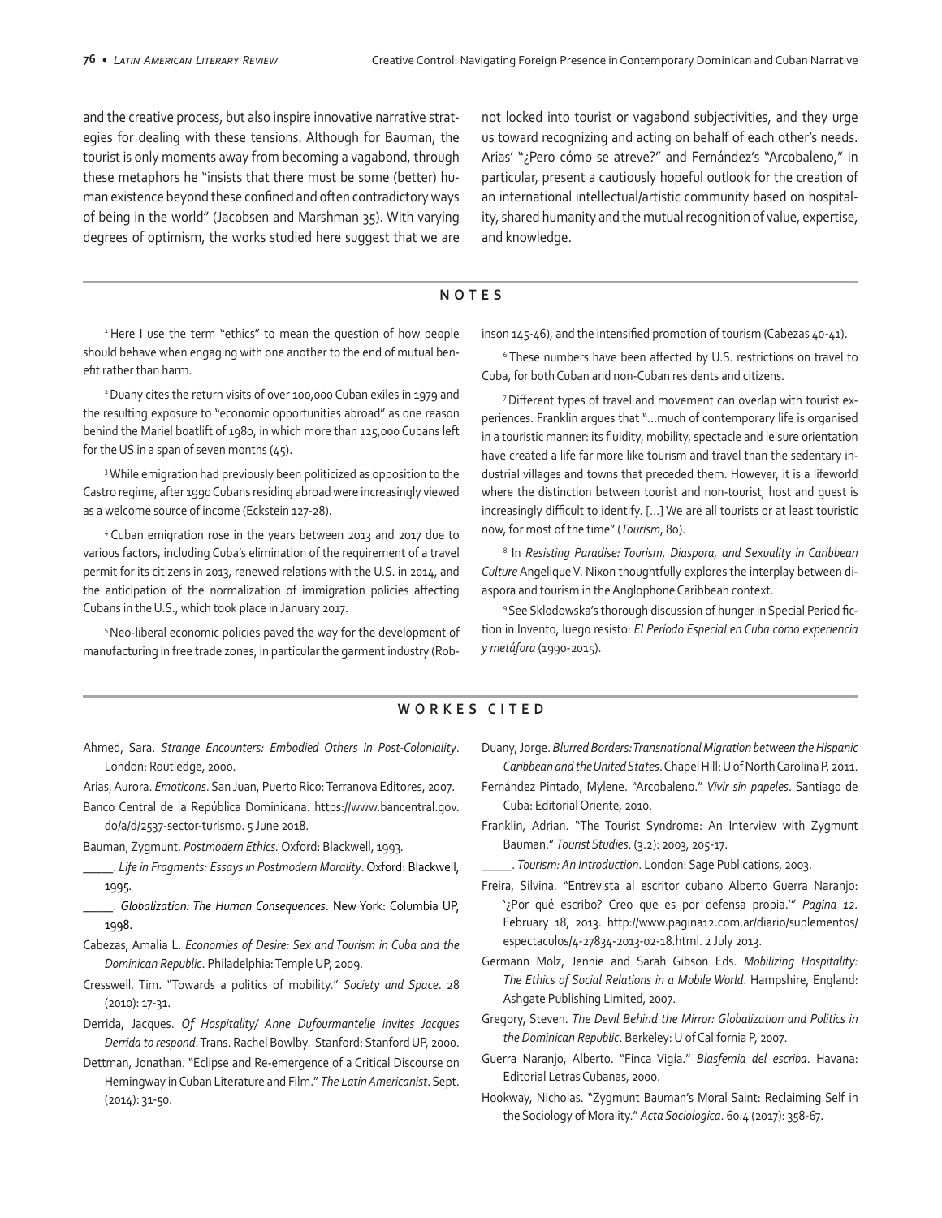and the creative process, but also inspire innovative narrative strategies for dealing with these tensions. Although for Bauman, the tourist is only moments away from becoming a vagabond, through these metaphors he "insists that there must be some (better) human existence beyond these confined and often contradictory ways of being in the world" (Jacobsen and Marshman 35). With varying degrees of optimism, the works studied here suggest that we are not locked into tourist or vagabond subjectivities, and they urge us toward recognizing and acting on behalf of each other's needs. Arias' "¿Pero cómo se atreve?" and Fernández's "Arcobaleno," in particular, present a cautiously hopeful outlook for the creation of an international intellectual/artistic community based on hospitality, shared humanity and the mutual recognition of value, expertise, and knowledge.

## NOTES

[1] Here I use the term "ethics" to mean the question of how people should behave when engaging with one another to the end of mutual benefit rather than harm.

[2] Duany cites the return visits of over 100,000 Cuban exiles in 1979 and the resulting exposure to "economic opportunities abroad" as one reason behind the Mariel boatlift of 1980, in which more than 125,000 Cubans left for the US in a span of seven months (45).

[3] While emigration had previously been politicized as opposition to the Castro regime, after 1990 Cubans residing abroad were increasingly viewed as a welcome source of income (Eckstein 127-28).

[4] Cuban emigration rose in the years between 2013 and 2017 due to various factors, including Cuba's elimination of the requirement of a travel permit for its citizens in 2013, renewed relations with the U.S. in 2014, and the anticipation of the normalization of immigration policies affecting Cubans in the U.S., which took place in January 2017.

[5] Neo-liberal economic policies paved the way for the development of manufacturing in free trade zones, in particular the garment industry (Robinson 145-46), and the intensified promotion of tourism (Cabezas 40-41).

[6] These numbers have been affected by U.S. restrictions on travel to Cuba, for both Cuban and non-Cuban residents and citizens.

[7] Different types of travel and movement can overlap with tourist experiences. Franklin argues that "…much of contemporary life is organised in a touristic manner: its fluidity, mobility, spectacle and leisure orientation have created a life far more like tourism and travel than the sedentary industrial villages and towns that preceded them. However, it is a lifeworld where the distinction between tourist and non-tourist, host and guest is increasingly difficult to identify. […] We are all tourists or at least touristic now, for most of the time" (*Tourism*, 80).

[8] In *Resisting Paradise: Tourism, Diaspora, and Sexuality in Caribbean Culture* Angelique V. Nixon thoughtfully explores the interplay between diaspora and tourism in the Anglophone Caribbean context.

[9] See Sklodowska's thorough discussion of hunger in Special Period fiction in Invento, luego resisto: *El Período Especial en Cuba como experiencia y metáfora* (1990-2015).

## WORKES CITED

Ahmed, Sara. *Strange Encounters: Embodied Others in Post-Coloniality*. London: Routledge, 2000.

Arias, Aurora. *Emoticons*. San Juan, Puerto Rico: Terranova Editores, 2007.

Banco Central de la República Dominicana. https://www.bancentral.gov.do/a/d/2537-sector-turismo. 5 June 2018.

Bauman, Zygmunt. *Postmodern Ethics.* Oxford: Blackwell, 1993.

_____. *Life in Fragments: Essays in Postmodern Morality*. Oxford: Blackwell, 1995.

_____. *Globalization: The Human Consequences*. New York: Columbia UP, 1998.

Cabezas, Amalia L. *Economies of Desire: Sex and Tourism in Cuba and the Dominican Republic*. Philadelphia: Temple UP, 2009.

Cresswell, Tim. "Towards a politics of mobility." *Society and Space*. 28 (2010): 17-31.

Derrida, Jacques. *Of Hospitality/ Anne Dufourmantelle invites Jacques Derrida to respond*. Trans. Rachel Bowlby. Stanford: Stanford UP, 2000.

Dettman, Jonathan. "Eclipse and Re-emergence of a Critical Discourse on Hemingway in Cuban Literature and Film." *The Latin Americanist*. Sept. (2014): 31-50.

Duany, Jorge. *Blurred Borders: Transnational Migration between the Hispanic Caribbean and the United States*. Chapel Hill: U of North Carolina P, 2011.

Fernández Pintado, Mylene. "Arcobaleno." *Vivir sin papeles*. Santiago de Cuba: Editorial Oriente, 2010.

Franklin, Adrian. "The Tourist Syndrome: An Interview with Zygmunt Bauman." *Tourist Studies*. (3.2): 2003, 205-17.

_____. *Tourism: An Introduction*. London: Sage Publications, 2003.

Freira, Silvina. "Entrevista al escritor cubano Alberto Guerra Naranjo: '¿Por qué escribo? Creo que es por defensa propia.'" *Pagina 12*. February 18, 2013. http://www.pagina12.com.ar/diario/suplementos/espectaculos/4-27834-2013-02-18.html. 2 July 2013.

Germann Molz, Jennie and Sarah Gibson Eds. *Mobilizing Hospitality: The Ethics of Social Relations in a Mobile World*. Hampshire, England: Ashgate Publishing Limited, 2007.

Gregory, Steven. *The Devil Behind the Mirror: Globalization and Politics in the Dominican Republic*. Berkeley: U of California P, 2007.

Guerra Naranjo, Alberto. "Finca Vigía." *Blasfemia del escriba*. Havana: Editorial Letras Cubanas, 2000.

Hookway, Nicholas. "Zygmunt Bauman's Moral Saint: Reclaiming Self in the Sociology of Morality." *Acta Sociologica*. 60.4 (2017): 358-67.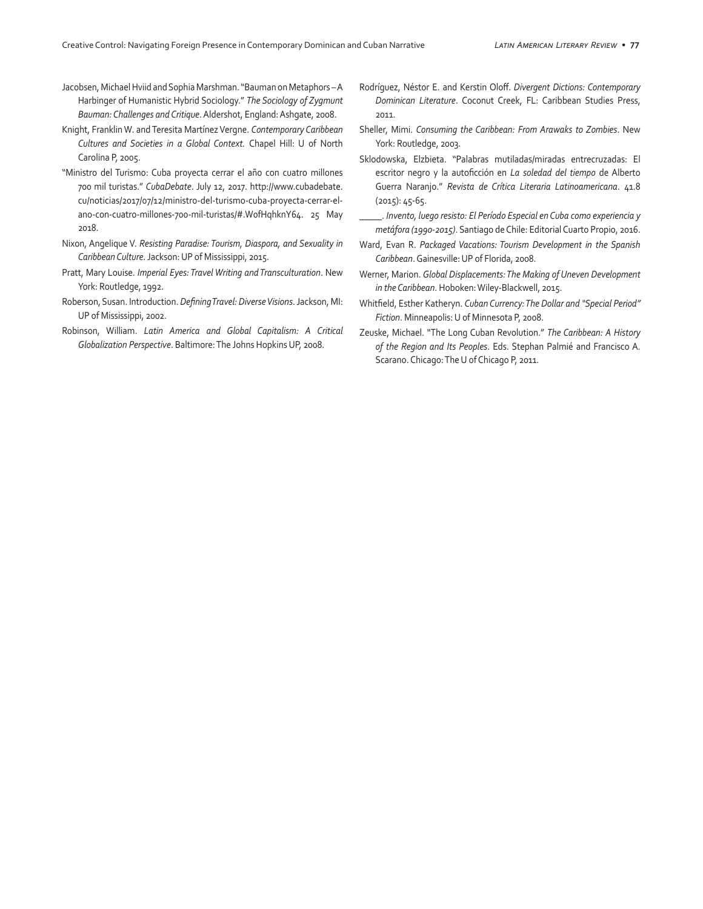Jacobsen, Michael Hviid and Sophia Marshman. "Bauman on Metaphors – A Harbinger of Humanistic Hybrid Sociology." *The Sociology of Zygmunt Bauman: Challenges and Critique*. Aldershot, England: Ashgate, 2008.

Knight, Franklin W. and Teresita Martínez Vergne. *Contemporary Caribbean Cultures and Societies in a Global Context.* Chapel Hill: U of North Carolina P, 2005.

"Ministro del Turismo: Cuba proyecta cerrar el año con cuatro millones 700 mil turistas." *CubaDebate*. July 12, 2017. http://www.cubadebate.cu/noticias/2017/07/12/ministro-del-turismo-cuba-proyecta-cerrar-el-ano-con-cuatro-millones-700-mil-turistas/#.WofHqhknY64. 25 May 2018.

Nixon, Angelique V. *Resisting Paradise: Tourism, Diaspora, and Sexuality in Caribbean Culture*. Jackson: UP of Mississippi, 2015.

Pratt, Mary Louise. *Imperial Eyes: Travel Writing and Transculturation*. New York: Routledge, 1992.

Roberson, Susan. Introduction. *Defining Travel: Diverse Visions*. Jackson, MI: UP of Mississippi, 2002.

Robinson, William. *Latin America and Global Capitalism: A Critical Globalization Perspective*. Baltimore: The Johns Hopkins UP, 2008.

Rodríguez, Néstor E. and Kerstin Oloff. *Divergent Dictions: Contemporary Dominican Literature*. Coconut Creek, FL: Caribbean Studies Press, 2011.

Sheller, Mimi. *Consuming the Caribbean: From Arawaks to Zombies*. New York: Routledge, 2003.

Sklodowska, Elzbieta. "Palabras mutiladas/miradas entrecruzadas: El escritor negro y la autoficción en *La soledad del tiempo* de Alberto Guerra Naranjo." *Revista de Crítica Literaria Latinoamericana*. 41.8 (2015): 45-65.

\_\_\_\_\_. *Invento, luego resisto: El Período Especial en Cuba como experiencia y metáfora (1990-2015)*. Santiago de Chile: Editorial Cuarto Propio, 2016.

Ward, Evan R. *Packaged Vacations: Tourism Development in the Spanish Caribbean*. Gainesville: UP of Florida, 2008.

Werner, Marion. *Global Displacements: The Making of Uneven Development in the Caribbean*. Hoboken: Wiley-Blackwell, 2015.

Whitfield, Esther Katheryn. *Cuban Currency: The Dollar and "Special Period" Fiction*. Minneapolis: U of Minnesota P, 2008.

Zeuske, Michael. "The Long Cuban Revolution." *The Caribbean: A History of the Region and Its Peoples*. Eds. Stephan Palmié and Francisco A. Scarano. Chicago: The U of Chicago P, 2011.